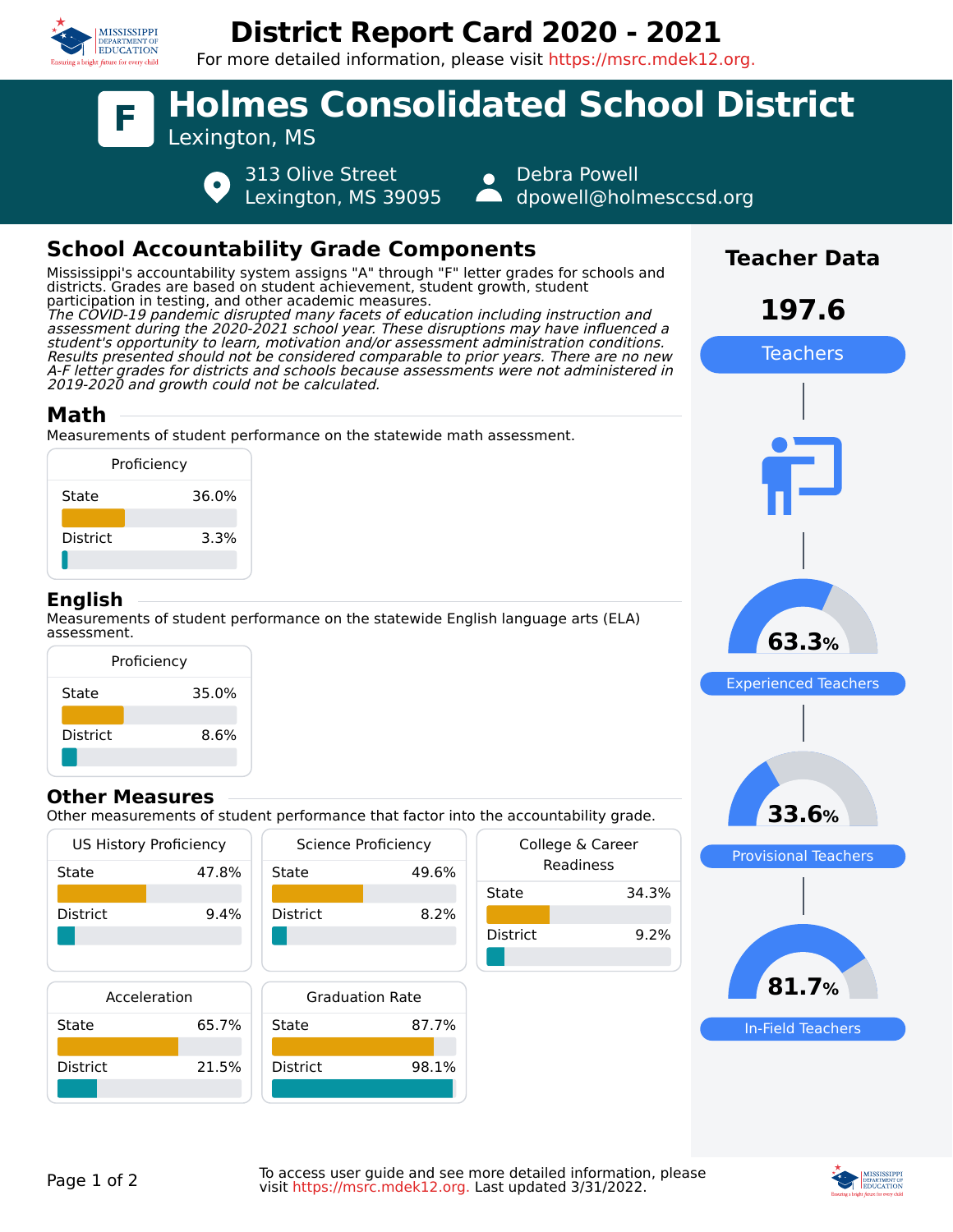# District Report Card 2020 - 2021

For more detailed information, please visit https://msrc.mdek12.org.

## F Holmes Consolidated School District

Lexington, MS

313 Olive Street
Lexington, MS 39095

Debra Powell
dpowell@holmesccsd.org

## School Accountability Grade Components

Mississippi's accountability system assigns "A" through "F" letter grades for schools and districts. Grades are based on student achievement, student growth, student participation in testing, and other academic measures.
*The COVID-19 pandemic disrupted many facets of education including instruction and assessment during the 2020-2021 school year. These disruptions may have influenced a student's opportunity to learn, motivation and/or assessment administration conditions. Results presented should not be considered comparable to prior years. There are no new A-F letter grades for districts and schools because assessments were not administered in 2019-2020 and growth could not be calculated.*

### Math

Measurements of student performance on the statewide math assessment.

| Proficiency | |
|---|---|
| State | 36.0% |
| District | 3.3% |

### English

Measurements of student performance on the statewide English language arts (ELA) assessment.

| Proficiency | |
|---|---|
| State | 35.0% |
| District | 8.6% |

### Other Measures

Other measurements of student performance that factor into the accountability grade.

| Measure | State | District |
|---|---|---|
| US History Proficiency | 47.8% | 9.4% |
| Science Proficiency | 49.6% | 8.2% |
| College & Career Readiness | 34.3% | 9.2% |
| Acceleration | 65.7% | 21.5% |
| Graduation Rate | 87.7% | 98.1% |

## Teacher Data

**197.6** Teachers

**63.3%** Experienced Teachers

**33.6%** Provisional Teachers

**81.7%** In-Field Teachers

To access user guide and see more detailed information, please visit https://msrc.mdek12.org. Last updated 3/31/2022.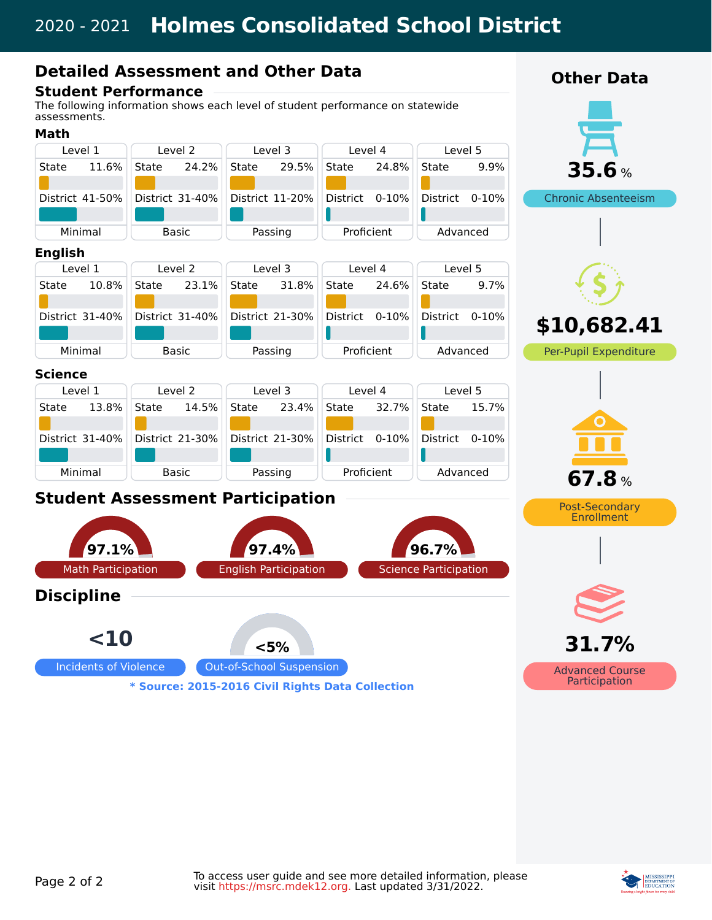# 2020 - 2021 Holmes Consolidated School District

## Detailed Assessment and Other Data

### Student Performance

The following information shows each level of student performance on statewide assessments.

**Math**

| Level 1 | Level 2 | Level 3 | Level 4 | Level 5 |
|---|---|---|---|---|
| State 11.6% | State 24.2% | State 29.5% | State 24.8% | State 9.9% |
| District 41-50% | District 31-40% | District 11-20% | District 0-10% | District 0-10% |
| Minimal | Basic | Passing | Proficient | Advanced |

**English**

| Level 1 | Level 2 | Level 3 | Level 4 | Level 5 |
|---|---|---|---|---|
| State 10.8% | State 23.1% | State 31.8% | State 24.6% | State 9.7% |
| District 31-40% | District 31-40% | District 21-30% | District 0-10% | District 0-10% |
| Minimal | Basic | Passing | Proficient | Advanced |

**Science**

| Level 1 | Level 2 | Level 3 | Level 4 | Level 5 |
|---|---|---|---|---|
| State 13.8% | State 14.5% | State 23.4% | State 32.7% | State 15.7% |
| District 31-40% | District 21-30% | District 21-30% | District 0-10% | District 0-10% |
| Minimal | Basic | Passing | Proficient | Advanced |

### Student Assessment Participation

97.1%
Math Participation

97.4%
English Participation

96.7%
Science Participation

### Discipline

<10
Incidents of Violence

<5%
Out-of-School Suspension

*** Source: 2015-2016 Civil Rights Data Collection**

## Other Data

35.6 %
Chronic Absenteeism

$10,682.41
Per-Pupil Expenditure

67.8 %
Post-Secondary Enrollment

31.7%
Advanced Course Participation

To access user guide and see more detailed information, please visit https://msrc.mdek12.org. Last updated 3/31/2022.